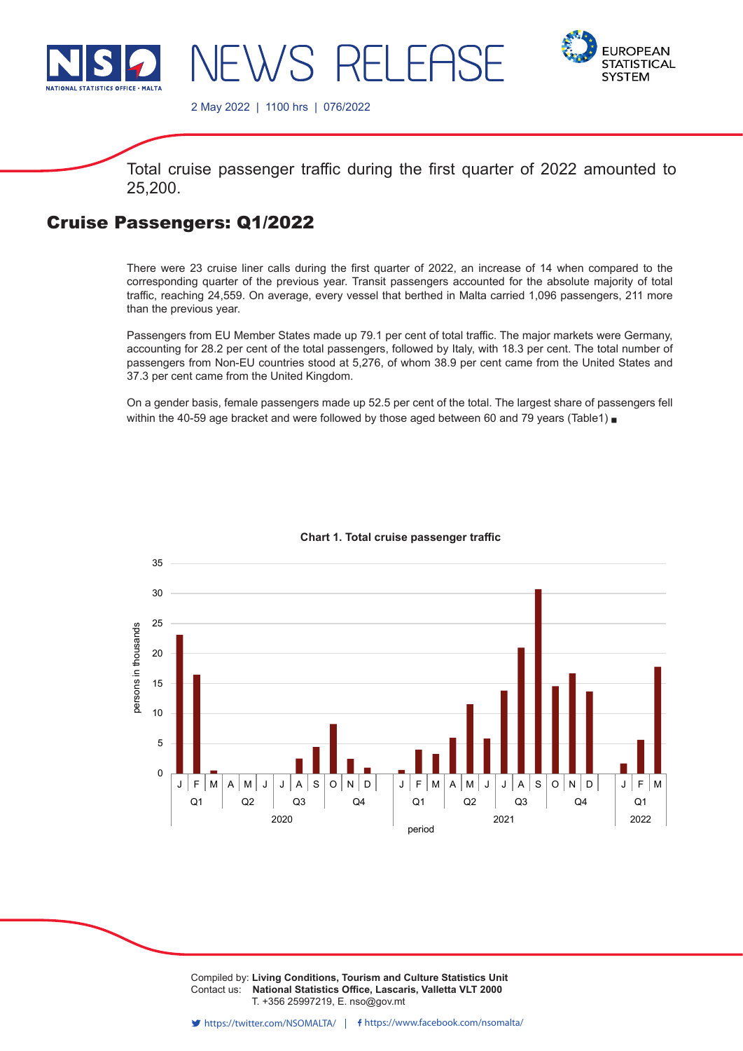# NEWS RELEASE

2 May 2022 | 1100 hrs | 076/2022

Total cruise passenger traffic during the first quarter of 2022 amounted to 25,200.

## Cruise Passengers: Q1/2022

There were 23 cruise liner calls during the first quarter of 2022, an increase of 14 when compared to the corresponding quarter of the previous year. Transit passengers accounted for the absolute majority of total traffic, reaching 24,559. On average, every vessel that berthed in Malta carried 1,096 passengers, 211 more than the previous year.

Passengers from EU Member States made up 79.1 per cent of total traffic. The major markets were Germany, accounting for 28.2 per cent of the total passengers, followed by Italy, with 18.3 per cent. The total number of passengers from Non-EU countries stood at 5,276, of whom 38.9 per cent came from the United States and 37.3 per cent came from the United Kingdom.

On a gender basis, female passengers made up 52.5 per cent of the total. The largest share of passengers fell within the 40-59 age bracket and were followed by those aged between 60 and 79 years (Table1) ■

**Chart 1. Total cruise passenger traffic**

Compiled by: **Living Conditions, Tourism and Culture Statistics Unit**
Contact us: **National Statistics Office, Lascaris, Valletta VLT 2000**
T. +356 25997219, E. nso@gov.mt

https://twitter.com/NSOMALTA/ | https://www.facebook.com/nsomalta/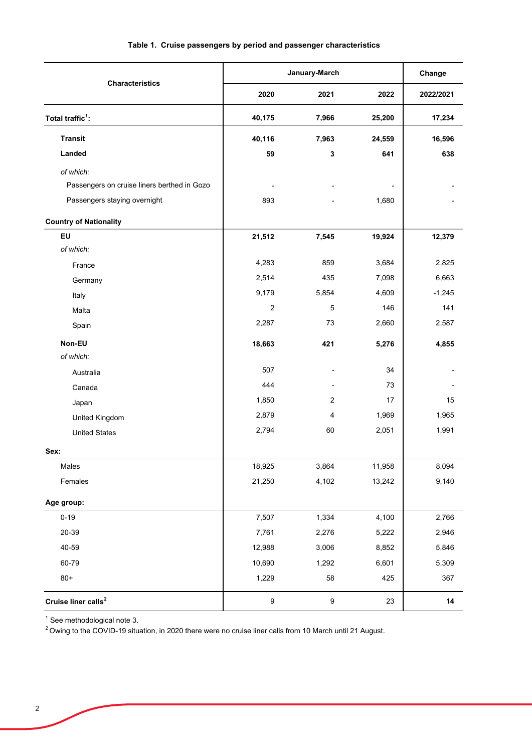**Table 1. Cruise passengers by period and passenger characteristics**

| Characteristics | January-March | | | Change |
|---|---|---|---|---|
| | 2020 | 2021 | 2022 | 2022/2021 |
| **Total traffic[1]:** | **40,175** | **7,966** | **25,200** | **17,234** |
| **Transit** | **40,116** | **7,963** | **24,559** | **16,596** |
| **Landed** | **59** | **3** | **641** | **638** |
| *of which:* | | | | |
| Passengers on cruise liners berthed in Gozo | - | - | - | - |
| Passengers staying overnight | 893 | - | 1,680 | - |
| **Country of Nationality** | | | | |
| **EU** | **21,512** | **7,545** | **19,924** | **12,379** |
| *of which:* | | | | |
| France | 4,283 | 859 | 3,684 | 2,825 |
| Germany | 2,514 | 435 | 7,098 | 6,663 |
| Italy | 9,179 | 5,854 | 4,609 | -1,245 |
| Malta | 2 | 5 | 146 | 141 |
| Spain | 2,287 | 73 | 2,660 | 2,587 |
| **Non-EU** | **18,663** | **421** | **5,276** | **4,855** |
| *of which:* | | | | |
| Australia | 507 | - | 34 | - |
| Canada | 444 | - | 73 | - |
| Japan | 1,850 | 2 | 17 | 15 |
| United Kingdom | 2,879 | 4 | 1,969 | 1,965 |
| United States | 2,794 | 60 | 2,051 | 1,991 |
| **Sex:** | | | | |
| Males | 18,925 | 3,864 | 11,958 | 8,094 |
| Females | 21,250 | 4,102 | 13,242 | 9,140 |
| **Age group:** | | | | |
| 0-19 | 7,507 | 1,334 | 4,100 | 2,766 |
| 20-39 | 7,761 | 2,276 | 5,222 | 2,946 |
| 40-59 | 12,988 | 3,006 | 8,852 | 5,846 |
| 60-79 | 10,690 | 1,292 | 6,601 | 5,309 |
| 80+ | 1,229 | 58 | 425 | 367 |
| **Cruise liner calls[2]** | 9 | 9 | 23 | **14** |

[1] See methodological note 3.
[2] Owing to the COVID-19 situation, in 2020 there were no cruise liner calls from 10 March until 21 August.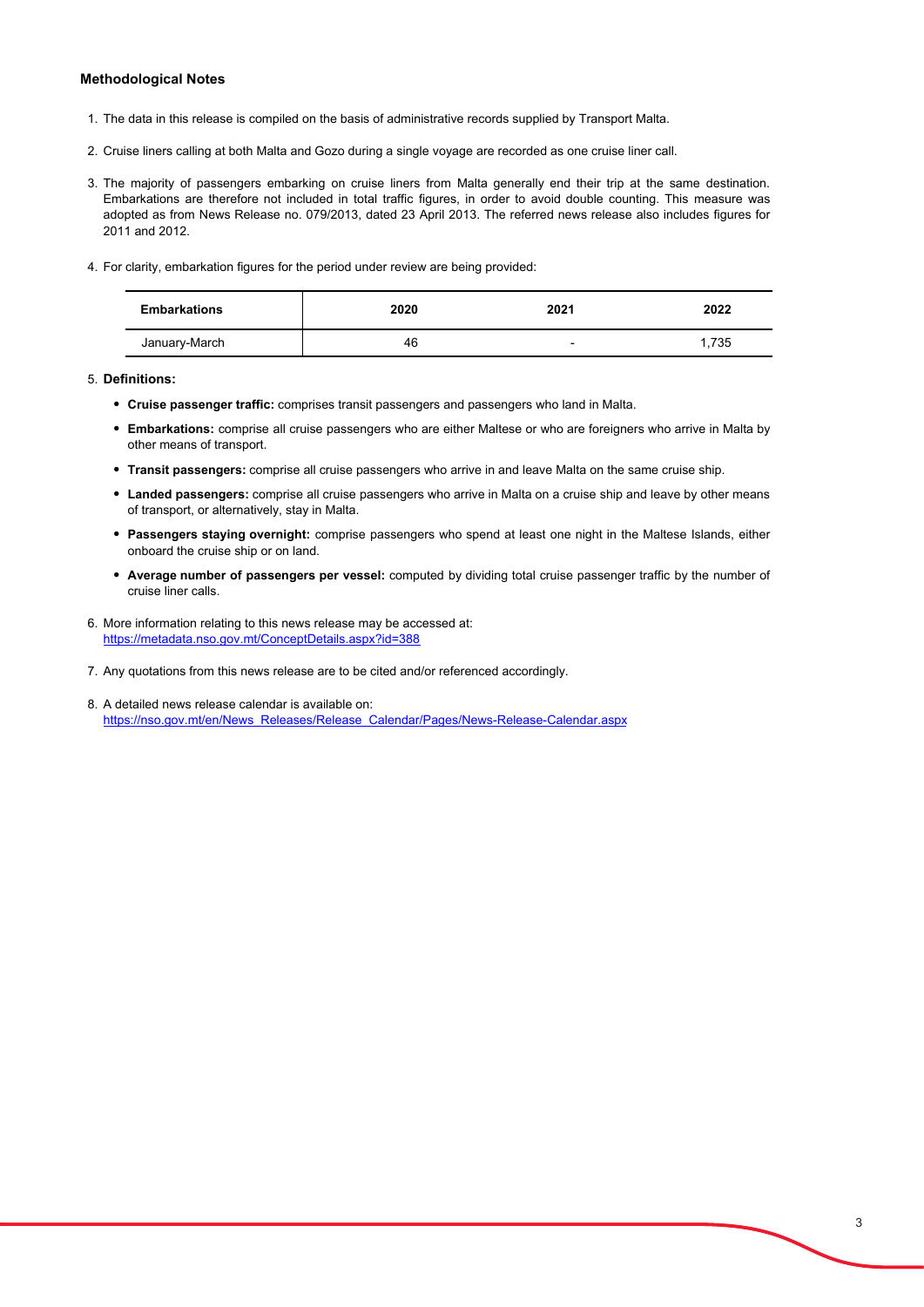**Methodological Notes**

1. The data in this release is compiled on the basis of administrative records supplied by Transport Malta.

2. Cruise liners calling at both Malta and Gozo during a single voyage are recorded as one cruise liner call.

3. The majority of passengers embarking on cruise liners from Malta generally end their trip at the same destination. Embarkations are therefore not included in total traffic figures, in order to avoid double counting. This measure was adopted as from News Release no. 079/2013, dated 23 April 2013. The referred news release also includes figures for 2011 and 2012.

4. For clarity, embarkation figures for the period under review are being provided:

| Embarkations | 2020 | 2021 | 2022 |
| --- | --- | --- | --- |
| January-March | 46 | - | 1,735 |

5. **Definitions:**

   - **Cruise passenger traffic:** comprises transit passengers and passengers who land in Malta.
   - **Embarkations:** comprise all cruise passengers who are either Maltese or who are foreigners who arrive in Malta by other means of transport.
   - **Transit passengers:** comprise all cruise passengers who arrive in and leave Malta on the same cruise ship.
   - **Landed passengers:** comprise all cruise passengers who arrive in Malta on a cruise ship and leave by other means of transport, or alternatively, stay in Malta.
   - **Passengers staying overnight:** comprise passengers who spend at least one night in the Maltese Islands, either onboard the cruise ship or on land.
   - **Average number of passengers per vessel:** computed by dividing total cruise passenger traffic by the number of cruise liner calls.

6. More information relating to this news release may be accessed at:
   https://metadata.nso.gov.mt/ConceptDetails.aspx?id=388

7. Any quotations from this news release are to be cited and/or referenced accordingly.

8. A detailed news release calendar is available on:
   https://nso.gov.mt/en/News_Releases/Release_Calendar/Pages/News-Release-Calendar.aspx